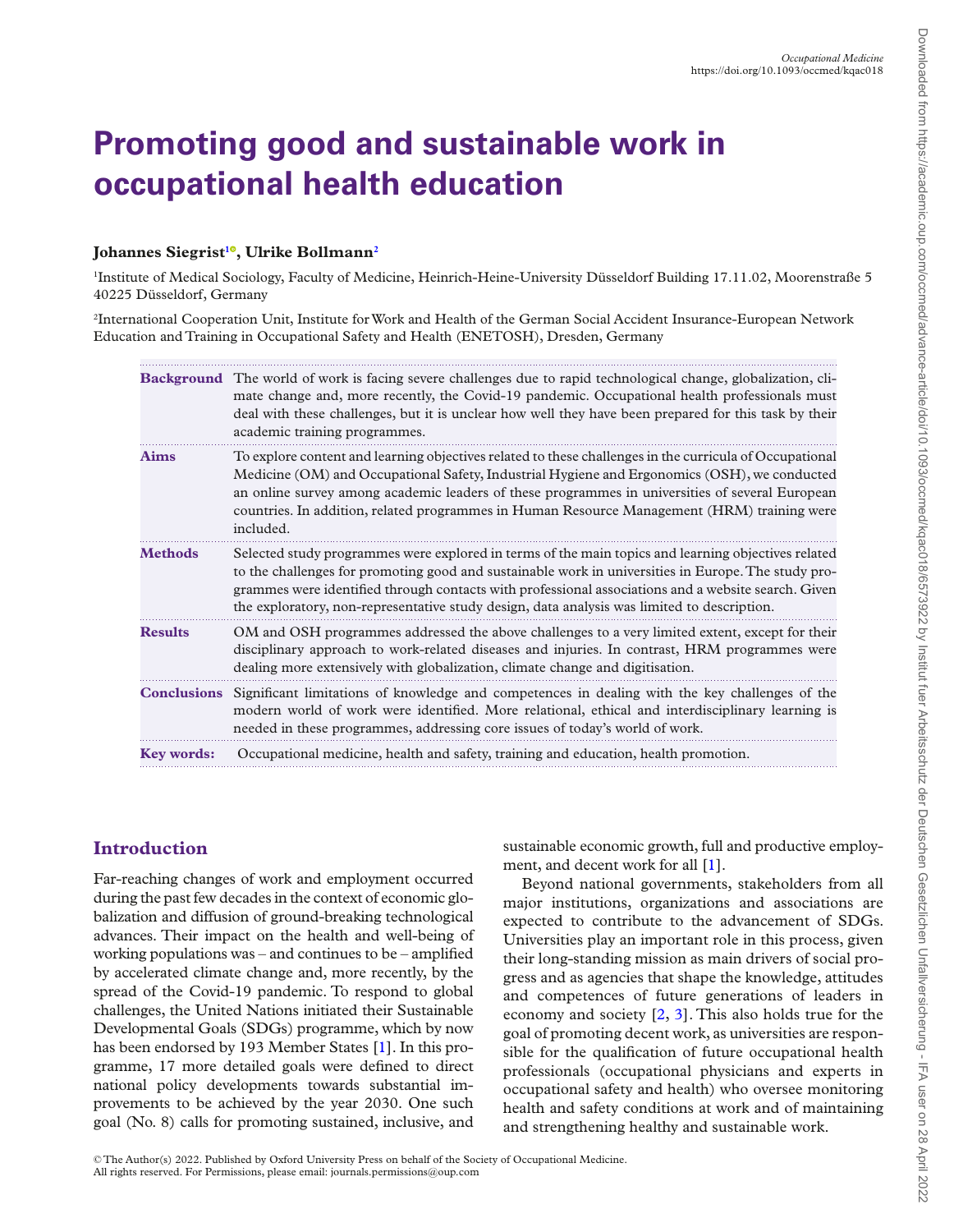# Promoting good and sustainable work in occupational health education

**Johannes Siegrist[1], Ulrike Bollmann[2]**

[1]Institute of Medical Sociology, Faculty of Medicine, Heinrich-Heine-University Düsseldorf Building 17.11.02, Moorenstraße 5 40225 Düsseldorf, Germany

[2]International Cooperation Unit, Institute for Work and Health of the German Social Accident Insurance-European Network Education and Training in Occupational Safety and Health (ENETOSH), Dresden, Germany

**Background** The world of work is facing severe challenges due to rapid technological change, globalization, climate change and, more recently, the Covid-19 pandemic. Occupational health professionals must deal with these challenges, but it is unclear how well they have been prepared for this task by their academic training programmes.

**Aims** To explore content and learning objectives related to these challenges in the curricula of Occupational Medicine (OM) and Occupational Safety, Industrial Hygiene and Ergonomics (OSH), we conducted an online survey among academic leaders of these programmes in universities of several European countries. In addition, related programmes in Human Resource Management (HRM) training were included.

**Methods** Selected study programmes were explored in terms of the main topics and learning objectives related to the challenges for promoting good and sustainable work in universities in Europe. The study programmes were identified through contacts with professional associations and a website search. Given the exploratory, non-representative study design, data analysis was limited to description.

**Results** OM and OSH programmes addressed the above challenges to a very limited extent, except for their disciplinary approach to work-related diseases and injuries. In contrast, HRM programmes were dealing more extensively with globalization, climate change and digitisation.

**Conclusions** Significant limitations of knowledge and competences in dealing with the key challenges of the modern world of work were identified. More relational, ethical and interdisciplinary learning is needed in these programmes, addressing core issues of today's world of work.

**Key words:** Occupational medicine, health and safety, training and education, health promotion.

## Introduction

Far-reaching changes of work and employment occurred during the past few decades in the context of economic globalization and diffusion of ground-breaking technological advances. Their impact on the health and well-being of working populations was – and continues to be – amplified by accelerated climate change and, more recently, by the spread of the Covid-19 pandemic. To respond to global challenges, the United Nations initiated their Sustainable Developmental Goals (SDGs) programme, which by now has been endorsed by 193 Member States [1]. In this programme, 17 more detailed goals were defined to direct national policy developments towards substantial improvements to be achieved by the year 2030. One such goal (No. 8) calls for promoting sustained, inclusive, and sustainable economic growth, full and productive employment, and decent work for all [1].

Beyond national governments, stakeholders from all major institutions, organizations and associations are expected to contribute to the advancement of SDGs. Universities play an important role in this process, given their long-standing mission as main drivers of social progress and as agencies that shape the knowledge, attitudes and competences of future generations of leaders in economy and society [2, 3]. This also holds true for the goal of promoting decent work, as universities are responsible for the qualification of future occupational health professionals (occupational physicians and experts in occupational safety and health) who oversee monitoring health and safety conditions at work and of maintaining and strengthening healthy and sustainable work.

© The Author(s) 2022. Published by Oxford University Press on behalf of the Society of Occupational Medicine.
All rights reserved. For Permissions, please email: journals.permissions@oup.com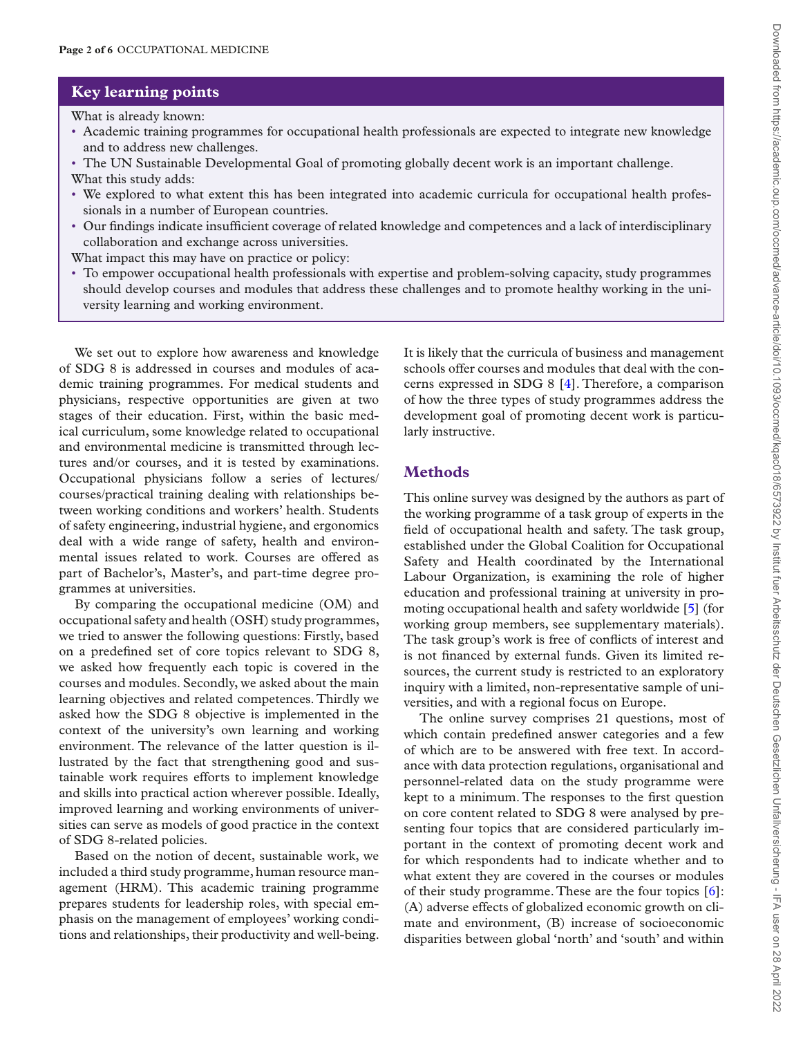## Key learning points

What is already known:

- Academic training programmes for occupational health professionals are expected to integrate new knowledge and to address new challenges.
- The UN Sustainable Developmental Goal of promoting globally decent work is an important challenge.

What this study adds:

- We explored to what extent this has been integrated into academic curricula for occupational health professionals in a number of European countries.
- Our findings indicate insufficient coverage of related knowledge and competences and a lack of interdisciplinary collaboration and exchange across universities.

What impact this may have on practice or policy:

- To empower occupational health professionals with expertise and problem-solving capacity, study programmes should develop courses and modules that address these challenges and to promote healthy working in the university learning and working environment.

We set out to explore how awareness and knowledge of SDG 8 is addressed in courses and modules of academic training programmes. For medical students and physicians, respective opportunities are given at two stages of their education. First, within the basic medical curriculum, some knowledge related to occupational and environmental medicine is transmitted through lectures and/or courses, and it is tested by examinations. Occupational physicians follow a series of lectures/courses/practical training dealing with relationships between working conditions and workers' health. Students of safety engineering, industrial hygiene, and ergonomics deal with a wide range of safety, health and environmental issues related to work. Courses are offered as part of Bachelor's, Master's, and part-time degree programmes at universities.

By comparing the occupational medicine (OM) and occupational safety and health (OSH) study programmes, we tried to answer the following questions: Firstly, based on a predefined set of core topics relevant to SDG 8, we asked how frequently each topic is covered in the courses and modules. Secondly, we asked about the main learning objectives and related competences. Thirdly we asked how the SDG 8 objective is implemented in the context of the university's own learning and working environment. The relevance of the latter question is illustrated by the fact that strengthening good and sustainable work requires efforts to implement knowledge and skills into practical action wherever possible. Ideally, improved learning and working environments of universities can serve as models of good practice in the context of SDG 8-related policies.

Based on the notion of decent, sustainable work, we included a third study programme, human resource management (HRM). This academic training programme prepares students for leadership roles, with special emphasis on the management of employees' working conditions and relationships, their productivity and well-being. It is likely that the curricula of business and management schools offer courses and modules that deal with the concerns expressed in SDG 8 [4]. Therefore, a comparison of how the three types of study programmes address the development goal of promoting decent work is particularly instructive.

## Methods

This online survey was designed by the authors as part of the working programme of a task group of experts in the field of occupational health and safety. The task group, established under the Global Coalition for Occupational Safety and Health coordinated by the International Labour Organization, is examining the role of higher education and professional training at university in promoting occupational health and safety worldwide [5] (for working group members, see supplementary materials). The task group's work is free of conflicts of interest and is not financed by external funds. Given its limited resources, the current study is restricted to an exploratory inquiry with a limited, non-representative sample of universities, and with a regional focus on Europe.

The online survey comprises 21 questions, most of which contain predefined answer categories and a few of which are to be answered with free text. In accordance with data protection regulations, organisational and personnel-related data on the study programme were kept to a minimum. The responses to the first question on core content related to SDG 8 were analysed by presenting four topics that are considered particularly important in the context of promoting decent work and for which respondents had to indicate whether and to what extent they are covered in the courses or modules of their study programme. These are the four topics [6]: (A) adverse effects of globalized economic growth on climate and environment, (B) increase of socioeconomic disparities between global 'north' and 'south' and within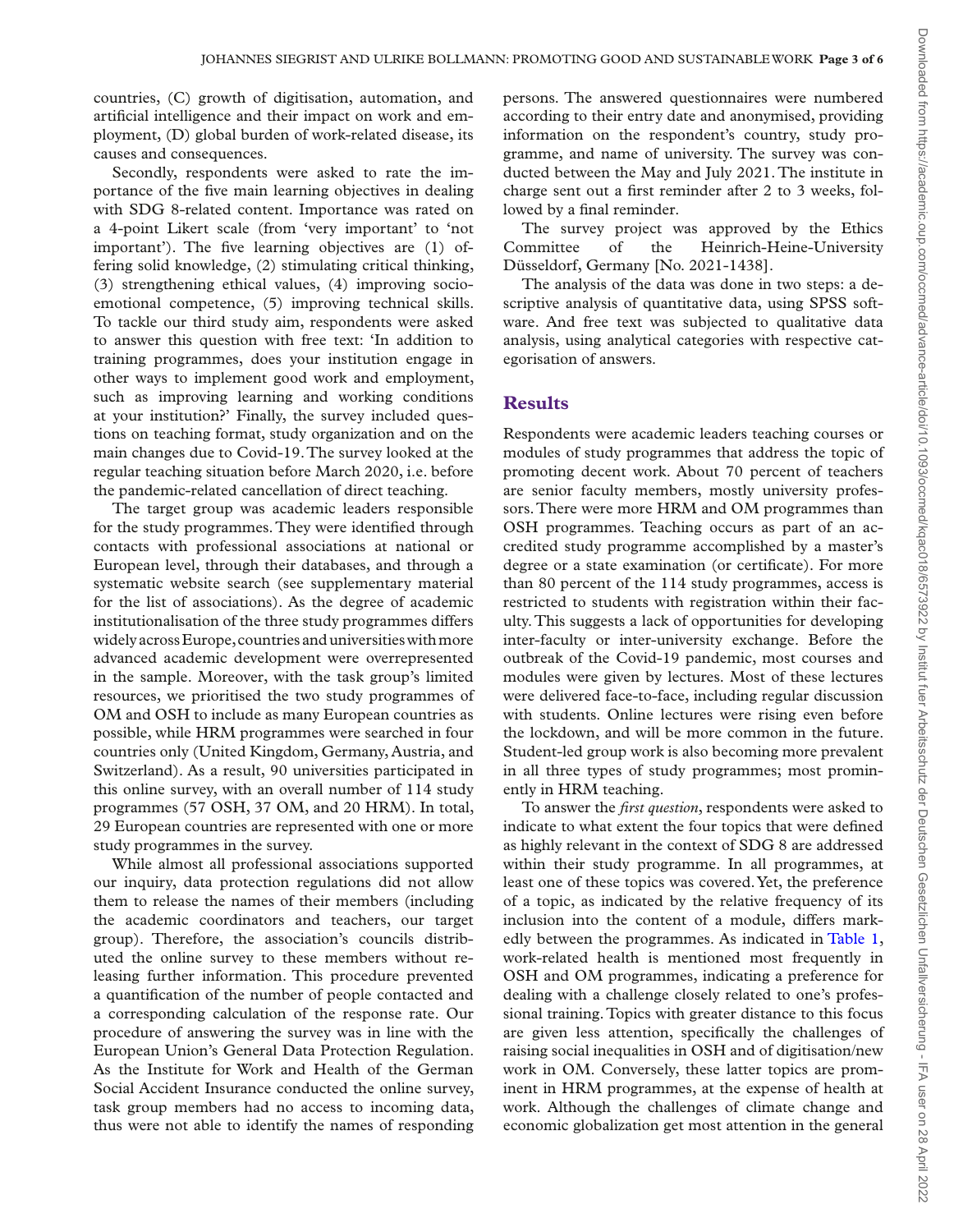countries, (C) growth of digitisation, automation, and artificial intelligence and their impact on work and employment, (D) global burden of work-related disease, its causes and consequences.

Secondly, respondents were asked to rate the importance of the five main learning objectives in dealing with SDG 8-related content. Importance was rated on a 4-point Likert scale (from 'very important' to 'not important'). The five learning objectives are (1) offering solid knowledge, (2) stimulating critical thinking, (3) strengthening ethical values, (4) improving socio-emotional competence, (5) improving technical skills. To tackle our third study aim, respondents were asked to answer this question with free text: 'In addition to training programmes, does your institution engage in other ways to implement good work and employment, such as improving learning and working conditions at your institution?' Finally, the survey included questions on teaching format, study organization and on the main changes due to Covid-19. The survey looked at the regular teaching situation before March 2020, i.e. before the pandemic-related cancellation of direct teaching.

The target group was academic leaders responsible for the study programmes. They were identified through contacts with professional associations at national or European level, through their databases, and through a systematic website search (see supplementary material for the list of associations). As the degree of academic institutionalisation of the three study programmes differs widely across Europe, countries and universities with more advanced academic development were overrepresented in the sample. Moreover, with the task group's limited resources, we prioritised the two study programmes of OM and OSH to include as many European countries as possible, while HRM programmes were searched in four countries only (United Kingdom, Germany, Austria, and Switzerland). As a result, 90 universities participated in this online survey, with an overall number of 114 study programmes (57 OSH, 37 OM, and 20 HRM). In total, 29 European countries are represented with one or more study programmes in the survey.

While almost all professional associations supported our inquiry, data protection regulations did not allow them to release the names of their members (including the academic coordinators and teachers, our target group). Therefore, the association's councils distributed the online survey to these members without releasing further information. This procedure prevented a quantification of the number of people contacted and a corresponding calculation of the response rate. Our procedure of answering the survey was in line with the European Union's General Data Protection Regulation. As the Institute for Work and Health of the German Social Accident Insurance conducted the online survey, task group members had no access to incoming data, thus were not able to identify the names of responding persons. The answered questionnaires were numbered according to their entry date and anonymised, providing information on the respondent's country, study programme, and name of university. The survey was conducted between the May and July 2021. The institute in charge sent out a first reminder after 2 to 3 weeks, followed by a final reminder.

The survey project was approved by the Ethics Committee of the Heinrich-Heine-University Düsseldorf, Germany [No. 2021-1438].

The analysis of the data was done in two steps: a descriptive analysis of quantitative data, using SPSS software. And free text was subjected to qualitative data analysis, using analytical categories with respective categorisation of answers.

## Results

Respondents were academic leaders teaching courses or modules of study programmes that address the topic of promoting decent work. About 70 percent of teachers are senior faculty members, mostly university professors. There were more HRM and OM programmes than OSH programmes. Teaching occurs as part of an accredited study programme accomplished by a master's degree or a state examination (or certificate). For more than 80 percent of the 114 study programmes, access is restricted to students with registration within their faculty. This suggests a lack of opportunities for developing inter-faculty or inter-university exchange. Before the outbreak of the Covid-19 pandemic, most courses and modules were given by lectures. Most of these lectures were delivered face-to-face, including regular discussion with students. Online lectures were rising even before the lockdown, and will be more common in the future. Student-led group work is also becoming more prevalent in all three types of study programmes; most prominently in HRM teaching.

To answer the *first question*, respondents were asked to indicate to what extent the four topics that were defined as highly relevant in the context of SDG 8 are addressed within their study programme. In all programmes, at least one of these topics was covered. Yet, the preference of a topic, as indicated by the relative frequency of its inclusion into the content of a module, differs markedly between the programmes. As indicated in Table 1, work-related health is mentioned most frequently in OSH and OM programmes, indicating a preference for dealing with a challenge closely related to one's professional training. Topics with greater distance to this focus are given less attention, specifically the challenges of raising social inequalities in OSH and of digitisation/new work in OM. Conversely, these latter topics are prominent in HRM programmes, at the expense of health at work. Although the challenges of climate change and economic globalization get most attention in the general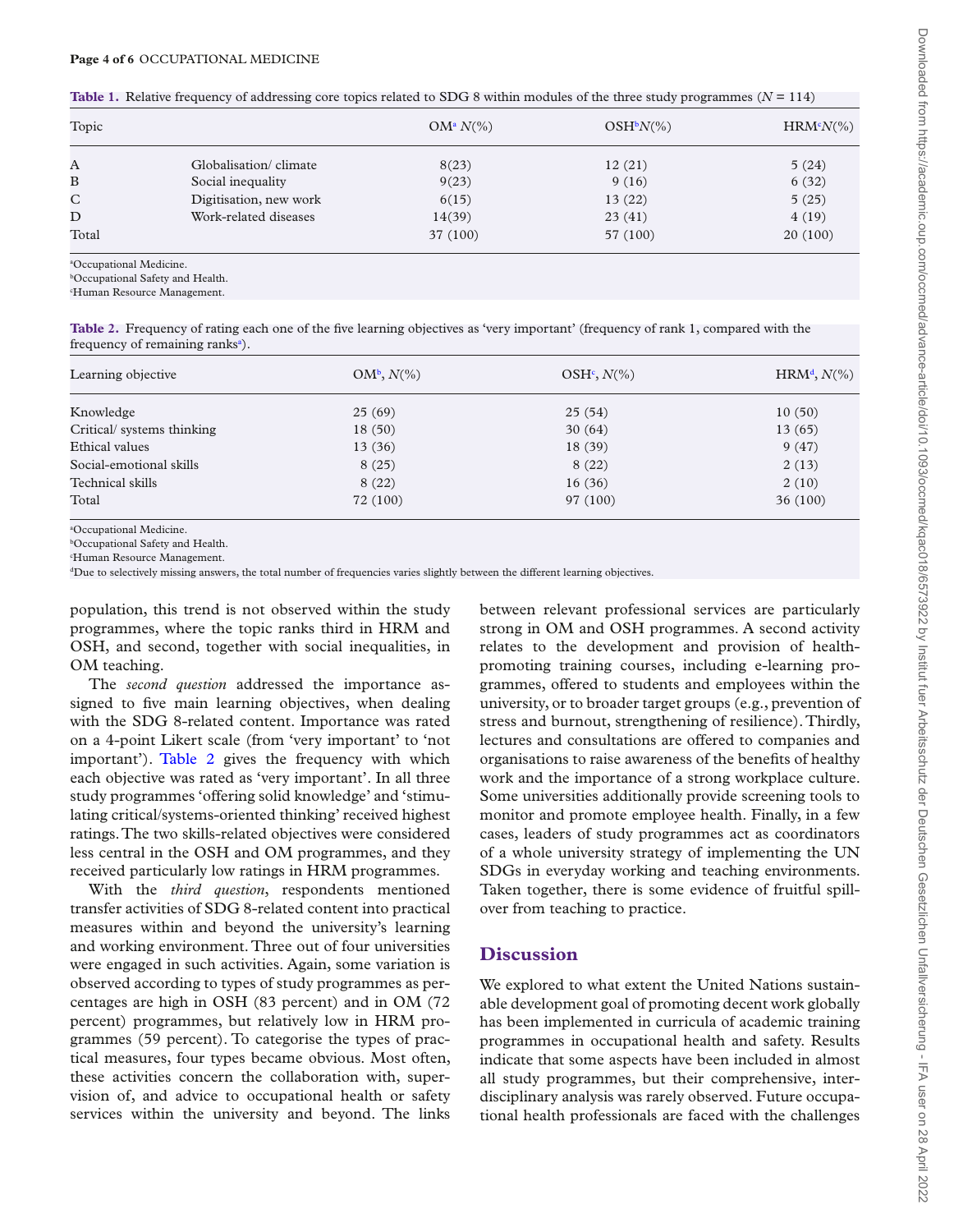**Table 1.** Relative frequency of addressing core topics related to SDG 8 within modules of the three study programmes (*N* = 114)

| Topic | | OM[a] N(%) | OSH[b] N(%) | HRM[c] N(%) |
|---|---|---|---|---|
| A | Globalisation/ climate | 8(23) | 12 (21) | 5 (24) |
| B | Social inequality | 9(23) | 9 (16) | 6 (32) |
| C | Digitisation, new work | 6(15) | 13 (22) | 5 (25) |
| D | Work-related diseases | 14(39) | 23 (41) | 4 (19) |
| Total | | 37 (100) | 57 (100) | 20 (100) |

[a]Occupational Medicine.
[b]Occupational Safety and Health.
[c]Human Resource Management.

**Table 2.** Frequency of rating each one of the five learning objectives as 'very important' (frequency of rank 1, compared with the frequency of remaining ranks[a]).

| Learning objective | OM[b], N(%) | OSH[c], N(%) | HRM[d], N(%) |
|---|---|---|---|
| Knowledge | 25 (69) | 25 (54) | 10 (50) |
| Critical/ systems thinking | 18 (50) | 30 (64) | 13 (65) |
| Ethical values | 13 (36) | 18 (39) | 9 (47) |
| Social-emotional skills | 8 (25) | 8 (22) | 2 (13) |
| Technical skills | 8 (22) | 16 (36) | 2 (10) |
| Total | 72 (100) | 97 (100) | 36 (100) |

[a]Occupational Medicine.
[b]Occupational Safety and Health.
[c]Human Resource Management.
[d]Due to selectively missing answers, the total number of frequencies varies slightly between the different learning objectives.

population, this trend is not observed within the study programmes, where the topic ranks third in HRM and OSH, and second, together with social inequalities, in OM teaching.

The *second question* addressed the importance assigned to five main learning objectives, when dealing with the SDG 8-related content. Importance was rated on a 4-point Likert scale (from 'very important' to 'not important'). Table 2 gives the frequency with which each objective was rated as 'very important'. In all three study programmes 'offering solid knowledge' and 'stimulating critical/systems-oriented thinking' received highest ratings. The two skills-related objectives were considered less central in the OSH and OM programmes, and they received particularly low ratings in HRM programmes.

With the *third question*, respondents mentioned transfer activities of SDG 8-related content into practical measures within and beyond the university's learning and working environment. Three out of four universities were engaged in such activities. Again, some variation is observed according to types of study programmes as percentages are high in OSH (83 percent) and in OM (72 percent) programmes, but relatively low in HRM programmes (59 percent). To categorise the types of practical measures, four types became obvious. Most often, these activities concern the collaboration with, supervision of, and advice to occupational health or safety services within the university and beyond. The links between relevant professional services are particularly strong in OM and OSH programmes. A second activity relates to the development and provision of health-promoting training courses, including e-learning programmes, offered to students and employees within the university, or to broader target groups (e.g., prevention of stress and burnout, strengthening of resilience). Thirdly, lectures and consultations are offered to companies and organisations to raise awareness of the benefits of healthy work and the importance of a strong workplace culture. Some universities additionally provide screening tools to monitor and promote employee health. Finally, in a few cases, leaders of study programmes act as coordinators of a whole university strategy of implementing the UN SDGs in everyday working and teaching environments. Taken together, there is some evidence of fruitful spill-over from teaching to practice.

## Discussion

We explored to what extent the United Nations sustainable development goal of promoting decent work globally has been implemented in curricula of academic training programmes in occupational health and safety. Results indicate that some aspects have been included in almost all study programmes, but their comprehensive, interdisciplinary analysis was rarely observed. Future occupational health professionals are faced with the challenges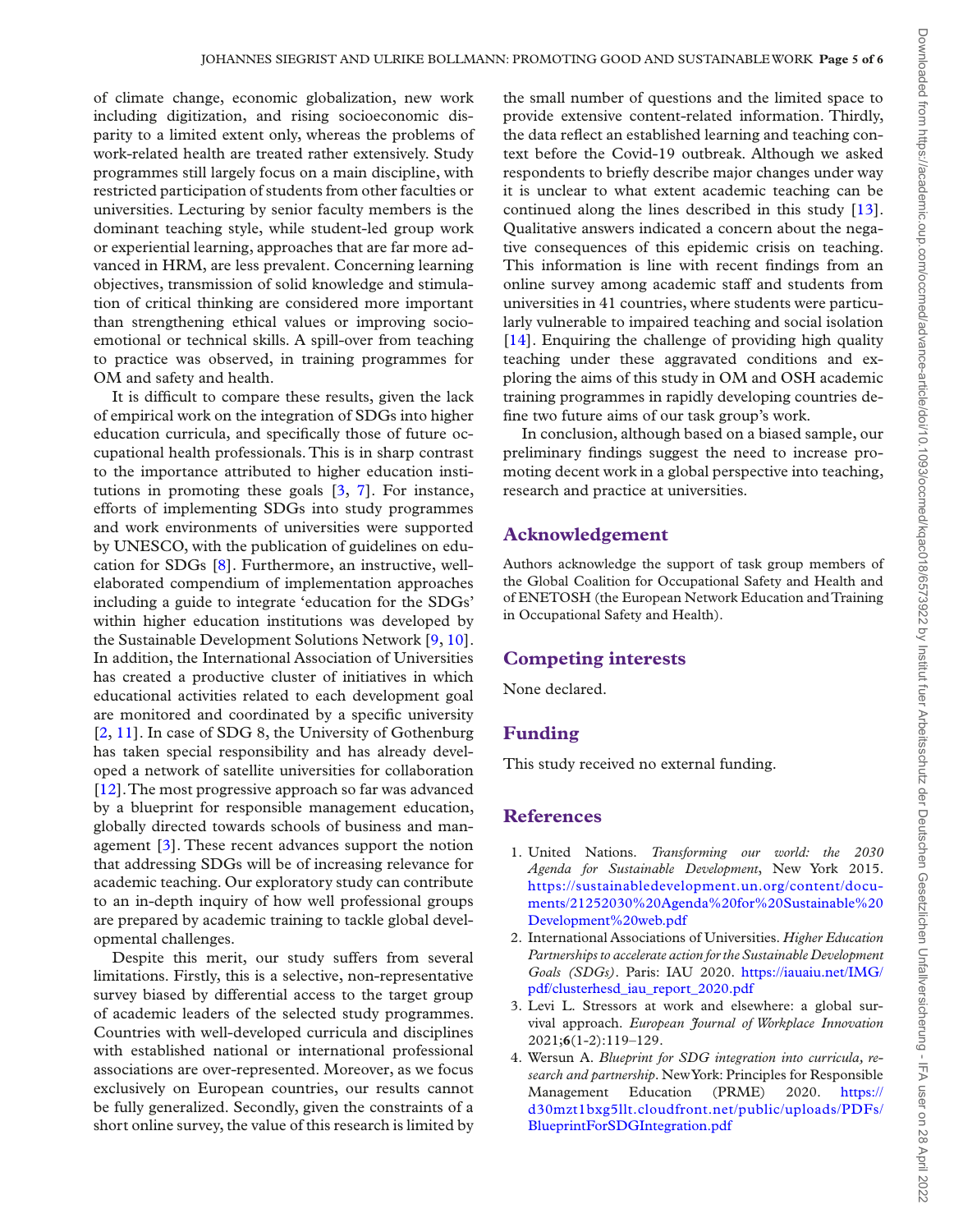of climate change, economic globalization, new work including digitization, and rising socioeconomic disparity to a limited extent only, whereas the problems of work-related health are treated rather extensively. Study programmes still largely focus on a main discipline, with restricted participation of students from other faculties or universities. Lecturing by senior faculty members is the dominant teaching style, while student-led group work or experiential learning, approaches that are far more advanced in HRM, are less prevalent. Concerning learning objectives, transmission of solid knowledge and stimulation of critical thinking are considered more important than strengthening ethical values or improving socio-emotional or technical skills. A spill-over from teaching to practice was observed, in training programmes for OM and safety and health.

It is difficult to compare these results, given the lack of empirical work on the integration of SDGs into higher education curricula, and specifically those of future occupational health professionals. This is in sharp contrast to the importance attributed to higher education institutions in promoting these goals [3, 7]. For instance, efforts of implementing SDGs into study programmes and work environments of universities were supported by UNESCO, with the publication of guidelines on education for SDGs [8]. Furthermore, an instructive, well-elaborated compendium of implementation approaches including a guide to integrate 'education for the SDGs' within higher education institutions was developed by the Sustainable Development Solutions Network [9, 10]. In addition, the International Association of Universities has created a productive cluster of initiatives in which educational activities related to each development goal are monitored and coordinated by a specific university [2, 11]. In case of SDG 8, the University of Gothenburg has taken special responsibility and has already developed a network of satellite universities for collaboration [12]. The most progressive approach so far was advanced by a blueprint for responsible management education, globally directed towards schools of business and management [3]. These recent advances support the notion that addressing SDGs will be of increasing relevance for academic teaching. Our exploratory study can contribute to an in-depth inquiry of how well professional groups are prepared by academic training to tackle global developmental challenges.

Despite this merit, our study suffers from several limitations. Firstly, this is a selective, non-representative survey biased by differential access to the target group of academic leaders of the selected study programmes. Countries with well-developed curricula and disciplines with established national or international professional associations are over-represented. Moreover, as we focus exclusively on European countries, our results cannot be fully generalized. Secondly, given the constraints of a short online survey, the value of this research is limited by the small number of questions and the limited space to provide extensive content-related information. Thirdly, the data reflect an established learning and teaching context before the Covid-19 outbreak. Although we asked respondents to briefly describe major changes under way it is unclear to what extent academic teaching can be continued along the lines described in this study [13]. Qualitative answers indicated a concern about the negative consequences of this epidemic crisis on teaching. This information is line with recent findings from an online survey among academic staff and students from universities in 41 countries, where students were particularly vulnerable to impaired teaching and social isolation [14]. Enquiring the challenge of providing high quality teaching under these aggravated conditions and exploring the aims of this study in OM and OSH academic training programmes in rapidly developing countries define two future aims of our task group's work.

In conclusion, although based on a biased sample, our preliminary findings suggest the need to increase promoting decent work in a global perspective into teaching, research and practice at universities.

## Acknowledgement

Authors acknowledge the support of task group members of the Global Coalition for Occupational Safety and Health and of ENETOSH (the European Network Education and Training in Occupational Safety and Health).

## Competing interests

None declared.

## Funding

This study received no external funding.

## References

1. United Nations. *Transforming our world: the 2030 Agenda for Sustainable Development*, New York 2015. https://sustainabledevelopment.un.org/content/documents/21252030%20Agenda%20for%20Sustainable%20Development%20web.pdf
2. International Associations of Universities. *Higher Education Partnerships to accelerate action for the Sustainable Development Goals (SDGs)*. Paris: IAU 2020. https://iauaiu.net/IMG/pdf/clusterhesd_iau_report_2020.pdf
3. Levi L. Stressors at work and elsewhere: a global survival approach. *European Journal of Workplace Innovation* 2021;**6**(1-2):119–129.
4. Wersun A. *Blueprint for SDG integration into curricula, research and partnership*. New York: Principles for Responsible Management Education (PRME) 2020. https://d30mzt1bxg5llt.cloudfront.net/public/uploads/PDFs/BlueprintForSDGIntegration.pdf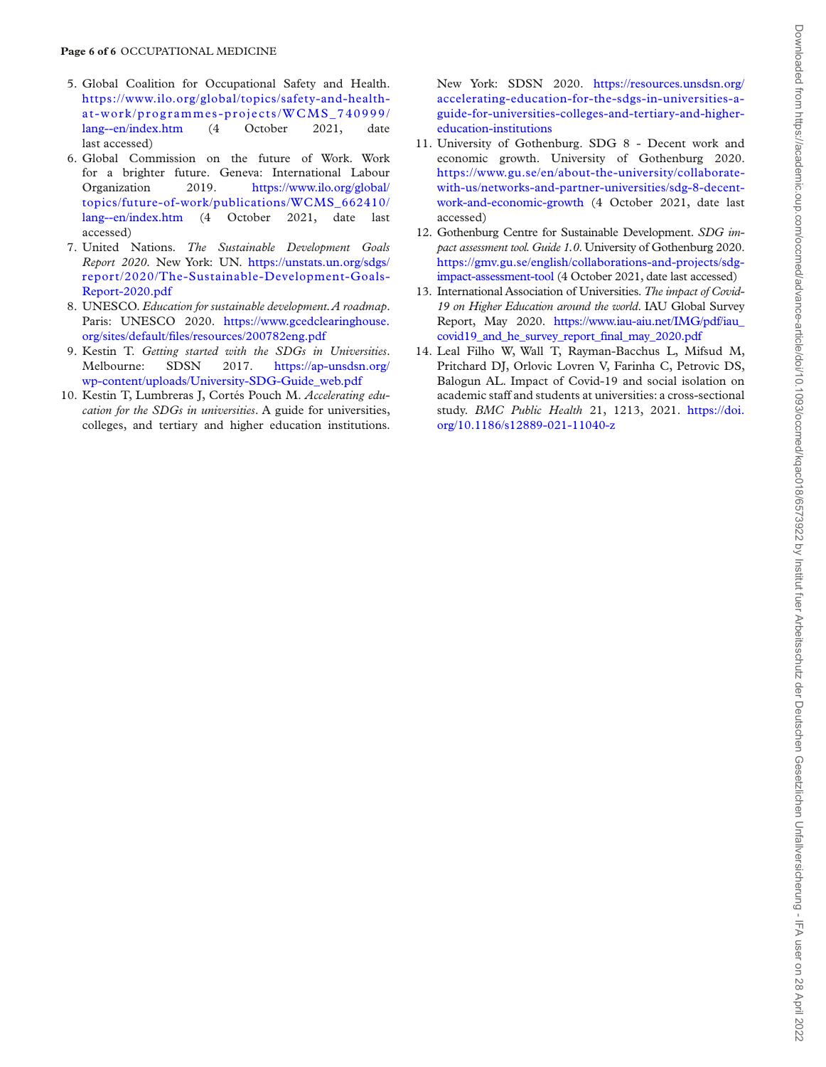5. Global Coalition for Occupational Safety and Health. https://www.ilo.org/global/topics/safety-and-health-at-work/programmes-projects/WCMS_740999/lang--en/index.htm (4 October 2021, date last accessed)
6. Global Commission on the future of Work. Work for a brighter future. Geneva: International Labour Organization 2019. https://www.ilo.org/global/topics/future-of-work/publications/WCMS_662410/lang--en/index.htm (4 October 2021, date last accessed)
7. United Nations. *The Sustainable Development Goals Report 2020*. New York: UN. https://unstats.un.org/sdgs/report/2020/The-Sustainable-Development-Goals-Report-2020.pdf
8. UNESCO. *Education for sustainable development. A roadmap*. Paris: UNESCO 2020. https://www.gcedclearinghouse.org/sites/default/files/resources/200782eng.pdf
9. Kestin T. *Getting started with the SDGs in Universities*. Melbourne: SDSN 2017. https://ap-unsdsn.org/wp-content/uploads/University-SDG-Guide_web.pdf
10. Kestin T, Lumbreras J, Cortés Pouch M. *Accelerating education for the SDGs in universities*. A guide for universities, colleges, and tertiary and higher education institutions. New York: SDSN 2020. https://resources.unsdsn.org/accelerating-education-for-the-sdgs-in-universities-a-guide-for-universities-colleges-and-tertiary-and-higher-education-institutions
11. University of Gothenburg. SDG 8 - Decent work and economic growth. University of Gothenburg 2020. https://www.gu.se/en/about-the-university/collaborate-with-us/networks-and-partner-universities/sdg-8-decent-work-and-economic-growth (4 October 2021, date last accessed)
12. Gothenburg Centre for Sustainable Development. *SDG impact assessment tool. Guide 1.0*. University of Gothenburg 2020. https://gmv.gu.se/english/collaborations-and-projects/sdg-impact-assessment-tool (4 October 2021, date last accessed)
13. International Association of Universities. *The impact of Covid-19 on Higher Education around the world*. IAU Global Survey Report, May 2020. https://www.iau-aiu.net/IMG/pdf/iau_covid19_and_he_survey_report_final_may_2020.pdf
14. Leal Filho W, Wall T, Rayman-Bacchus L, Mifsud M, Pritchard DJ, Orlovic Lovren V, Farinha C, Petrovic DS, Balogun AL. Impact of Covid-19 and social isolation on academic staff and students at universities: a cross-sectional study. *BMC Public Health* 21, 1213, 2021. https://doi.org/10.1186/s12889-021-11040-z